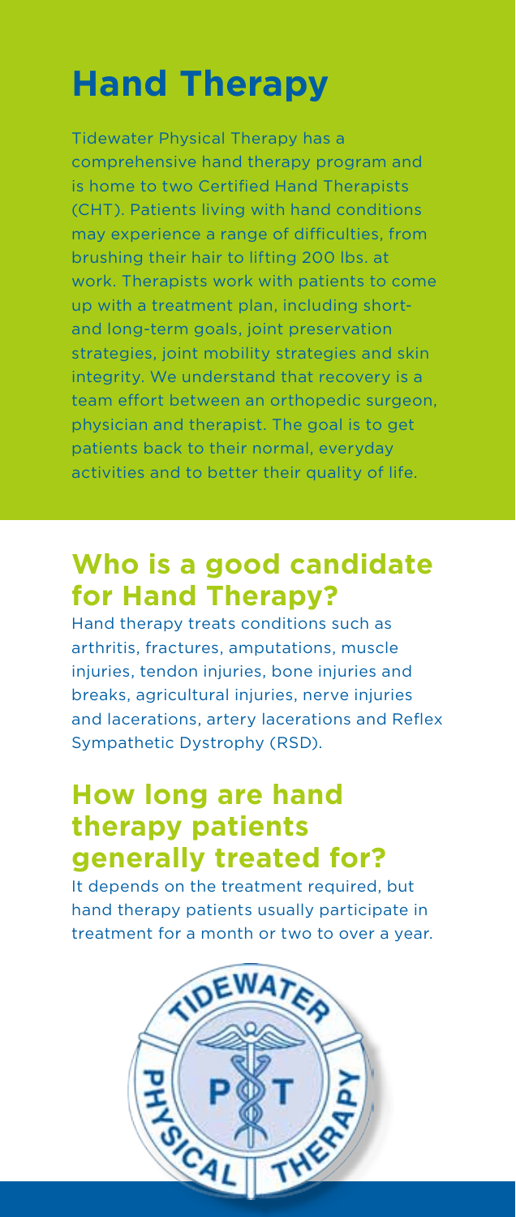# Hand Therapy

Tidewater Physical Therapy has a comprehensive hand therapy program and is home to two Certified Hand Therapists (CHT). Patients living with hand conditions may experience a range of difficulties, from brushing their hair to lifting 200 lbs. at work. Therapists work with patients to come up with a treatment plan, including short- and long-term goals, joint preservation strategies, joint mobility strategies and skin integrity. We understand that recovery is a team effort between an orthopedic surgeon, physician and therapist. The goal is to get patients back to their normal, everyday activities and to better their quality of life.

## Who is a good candidate for Hand Therapy?

Hand therapy treats conditions such as arthritis, fractures, amputations, muscle injuries, tendon injuries, bone injuries and breaks, agricultural injuries, nerve injuries and lacerations, artery lacerations and Reflex Sympathetic Dystrophy (RSD).

## How long are hand therapy patients generally treated for?

It depends on the treatment required, but hand therapy patients usually participate in treatment for a month or two to over a year.

TIDEWATER PHYSICAL THERAPY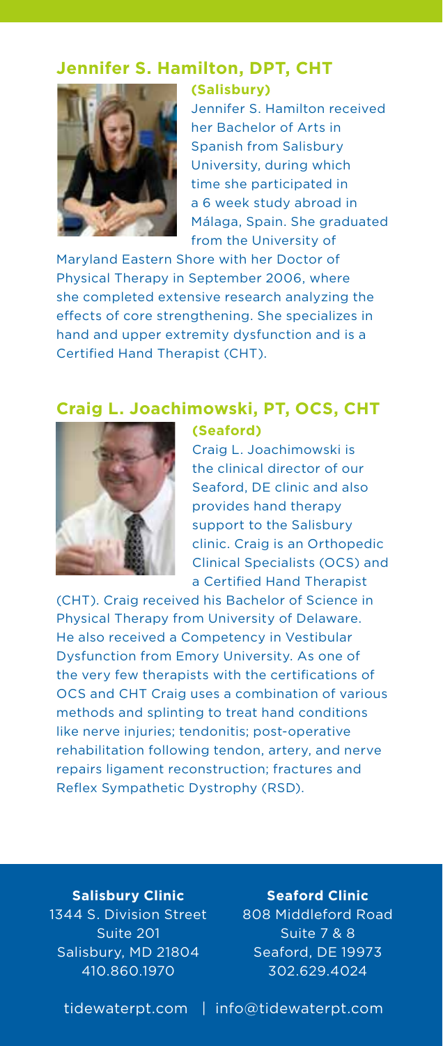## Jennifer S. Hamilton, DPT, CHT

**(Salisbury)**

Jennifer S. Hamilton received her Bachelor of Arts in Spanish from Salisbury University, during which time she participated in a 6 week study abroad in Málaga, Spain. She graduated from the University of Maryland Eastern Shore with her Doctor of Physical Therapy in September 2006, where she completed extensive research analyzing the effects of core strengthening. She specializes in hand and upper extremity dysfunction and is a Certified Hand Therapist (CHT).

## Craig L. Joachimowski, PT, OCS, CHT

**(Seaford)**

Craig L. Joachimowski is the clinical director of our Seaford, DE clinic and also provides hand therapy support to the Salisbury clinic. Craig is an Orthopedic Clinical Specialists (OCS) and a Certified Hand Therapist (CHT). Craig received his Bachelor of Science in Physical Therapy from University of Delaware. He also received a Competency in Vestibular Dysfunction from Emory University. As one of the very few therapists with the certifications of OCS and CHT Craig uses a combination of various methods and splinting to treat hand conditions like nerve injuries; tendonitis; post-operative rehabilitation following tendon, artery, and nerve repairs ligament reconstruction; fractures and Reflex Sympathetic Dystrophy (RSD).

**Salisbury Clinic**
1344 S. Division Street
Suite 201
Salisbury, MD 21804
410.860.1970

**Seaford Clinic**
808 Middleford Road
Suite 7 & 8
Seaford, DE 19973
302.629.4024

tidewaterpt.com | info@tidewaterpt.com